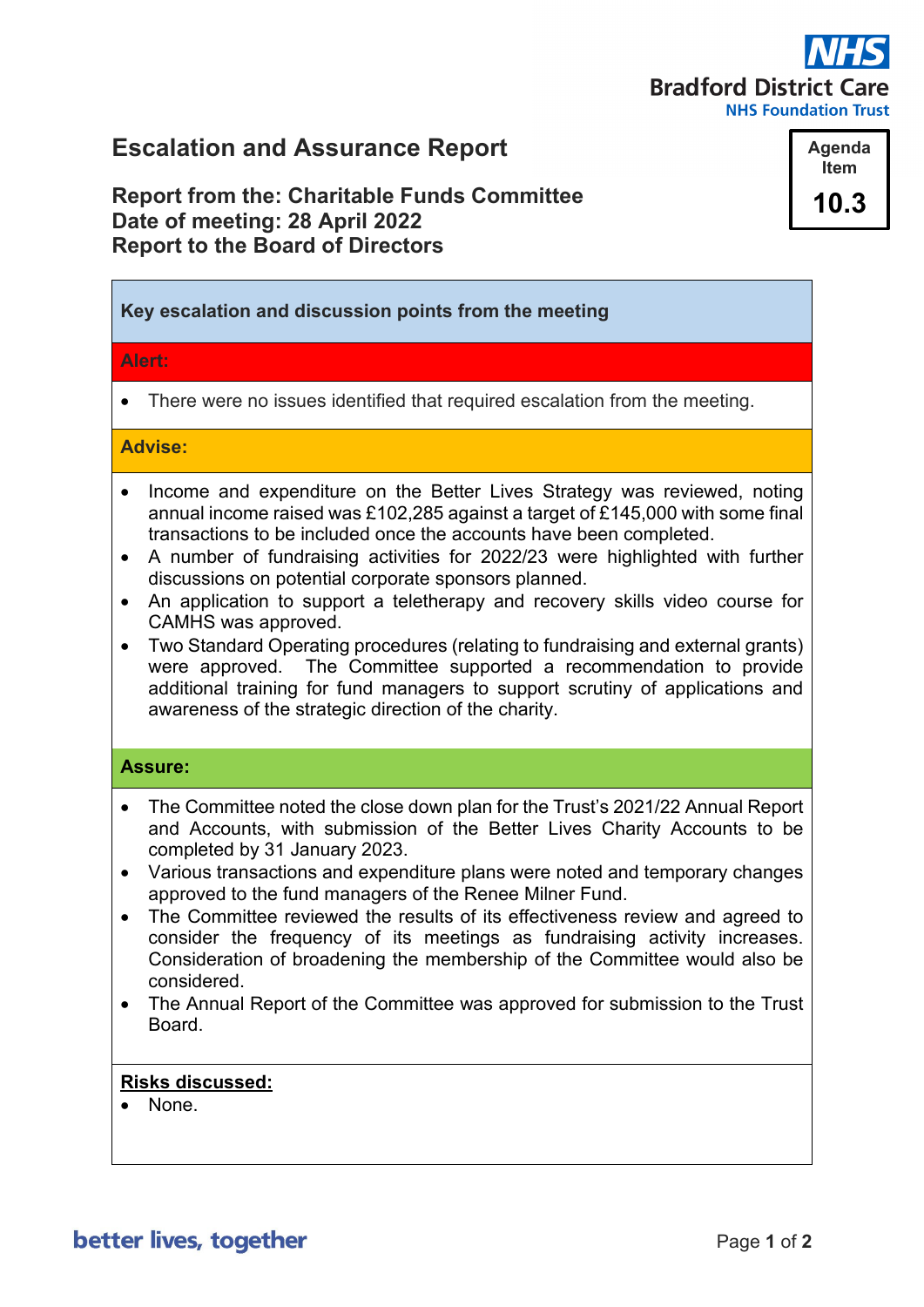Bradford District Care
NHS Foundation Trust

# Escalation and Assurance Report

**Agenda Item 10.3**

## Report from the: Charitable Funds Committee
## Date of meeting: 28 April 2022
## Report to the Board of Directors

### Key escalation and discussion points from the meeting

**Alert:**

- There were no issues identified that required escalation from the meeting.

**Advise:**

- Income and expenditure on the Better Lives Strategy was reviewed, noting annual income raised was £102,285 against a target of £145,000 with some final transactions to be included once the accounts have been completed.
- A number of fundraising activities for 2022/23 were highlighted with further discussions on potential corporate sponsors planned.
- An application to support a teletherapy and recovery skills video course for CAMHS was approved.
- Two Standard Operating procedures (relating to fundraising and external grants) were approved. The Committee supported a recommendation to provide additional training for fund managers to support scrutiny of applications and awareness of the strategic direction of the charity.

**Assure:**

- The Committee noted the close down plan for the Trust's 2021/22 Annual Report and Accounts, with submission of the Better Lives Charity Accounts to be completed by 31 January 2023.
- Various transactions and expenditure plans were noted and temporary changes approved to the fund managers of the Renee Milner Fund.
- The Committee reviewed the results of its effectiveness review and agreed to consider the frequency of its meetings as fundraising activity increases. Consideration of broadening the membership of the Committee would also be considered.
- The Annual Report of the Committee was approved for submission to the Trust Board.

**Risks discussed:**

- None.

better lives, together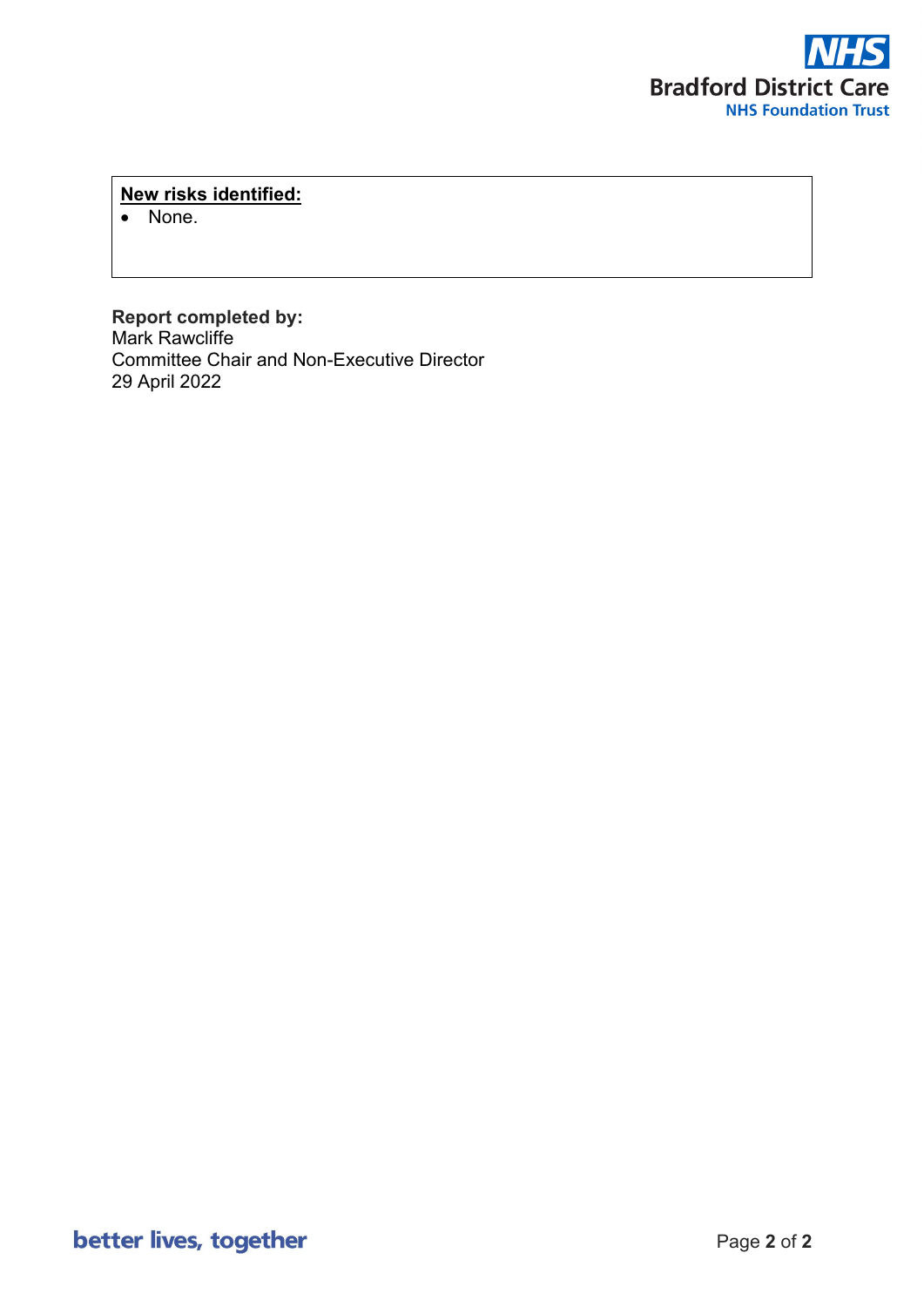**New risks identified:**

- None.

**Report completed by:**
Mark Rawcliffe
Committee Chair and Non-Executive Director
29 April 2022